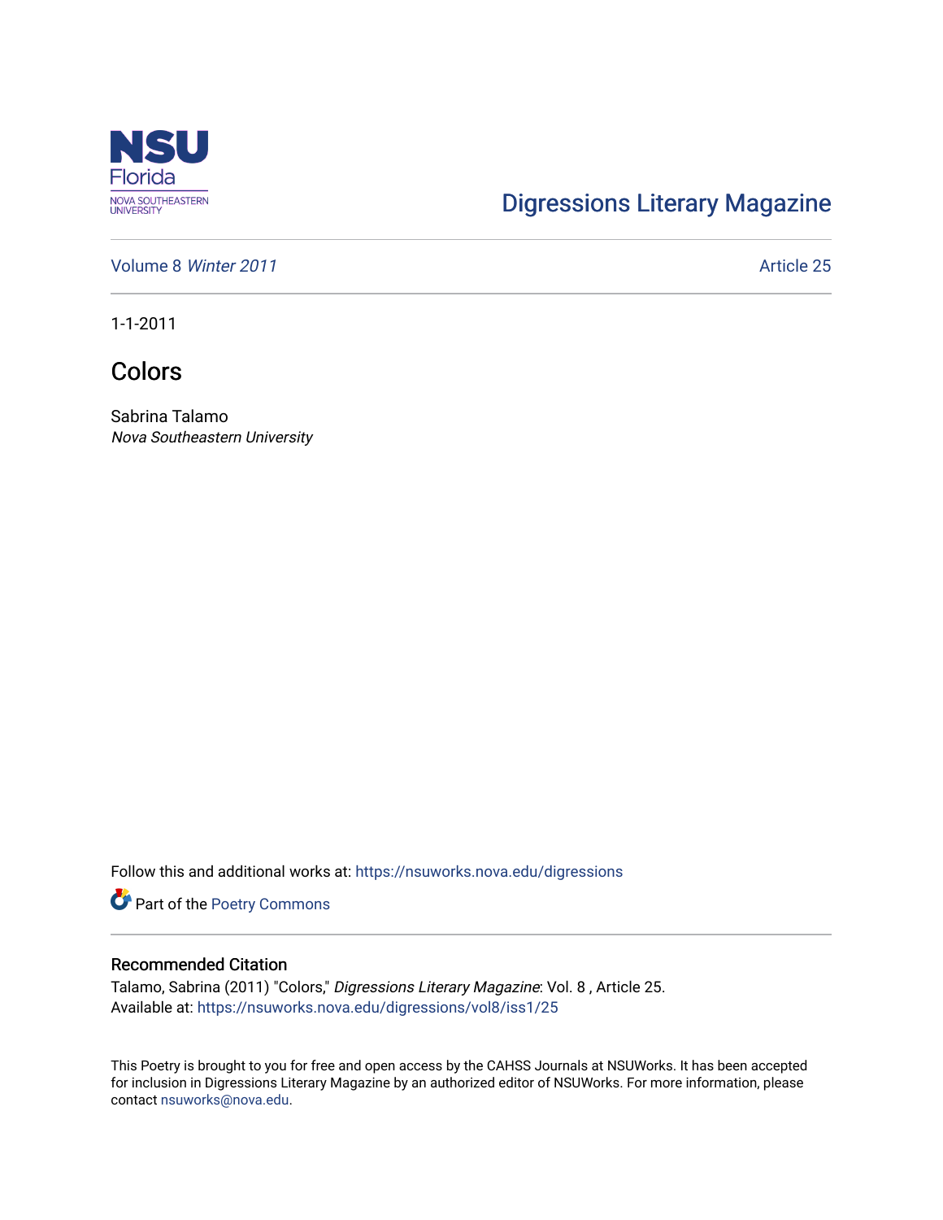Digressions Literary Magazine

Volume 8 *Winter 2011*

Article 25

1-1-2011

# Colors

Sabrina Talamo
*Nova Southeastern University*

Follow this and additional works at: https://nsuworks.nova.edu/digressions

Part of the Poetry Commons

## Recommended Citation

Talamo, Sabrina (2011) "Colors," *Digressions Literary Magazine*: Vol. 8 , Article 25.
Available at: https://nsuworks.nova.edu/digressions/vol8/iss1/25

This Poetry is brought to you for free and open access by the CAHSS Journals at NSUWorks. It has been accepted for inclusion in Digressions Literary Magazine by an authorized editor of NSUWorks. For more information, please contact nsuworks@nova.edu.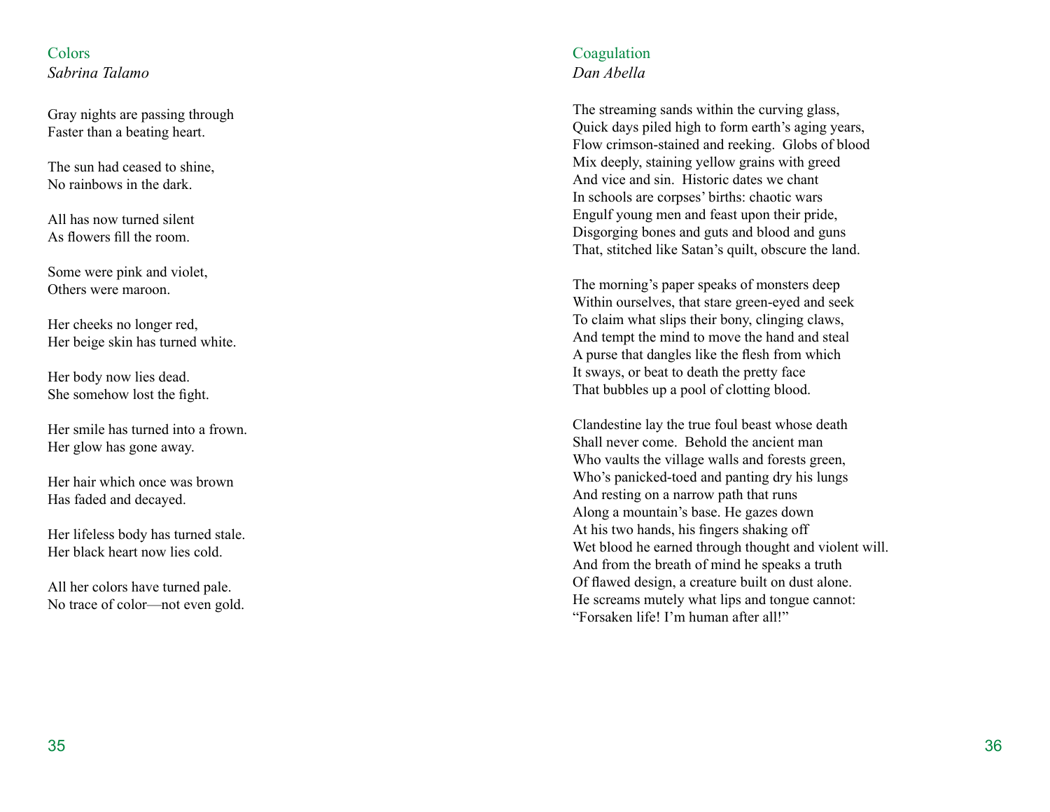## Colors

*Sabrina Talamo*

Gray nights are passing through  
Faster than a beating heart.

The sun had ceased to shine,  
No rainbows in the dark.

All has now turned silent  
As flowers fill the room.

Some were pink and violet,  
Others were maroon.

Her cheeks no longer red,  
Her beige skin has turned white.

Her body now lies dead.  
She somehow lost the fight.

Her smile has turned into a frown.  
Her glow has gone away.

Her hair which once was brown  
Has faded and decayed.

Her lifeless body has turned stale.  
Her black heart now lies cold.

All her colors have turned pale.  
No trace of color—not even gold.

## Coagulation

*Dan Abella*

The streaming sands within the curving glass,  
Quick days piled high to form earth's aging years,  
Flow crimson-stained and reeking. Globs of blood  
Mix deeply, staining yellow grains with greed  
And vice and sin. Historic dates we chant  
In schools are corpses' births: chaotic wars  
Engulf young men and feast upon their pride,  
Disgorging bones and guts and blood and guns  
That, stitched like Satan's quilt, obscure the land.

The morning's paper speaks of monsters deep  
Within ourselves, that stare green-eyed and seek  
To claim what slips their bony, clinging claws,  
And tempt the mind to move the hand and steal  
A purse that dangles like the flesh from which  
It sways, or beat to death the pretty face  
That bubbles up a pool of clotting blood.

Clandestine lay the true foul beast whose death  
Shall never come. Behold the ancient man  
Who vaults the village walls and forests green,  
Who's panicked-toed and panting dry his lungs  
And resting on a narrow path that runs  
Along a mountain's base. He gazes down  
At his two hands, his fingers shaking off  
Wet blood he earned through thought and violent will.  
And from the breath of mind he speaks a truth  
Of flawed design, a creature built on dust alone.  
He screams mutely what lips and tongue cannot:  
"Forsaken life! I'm human after all!"